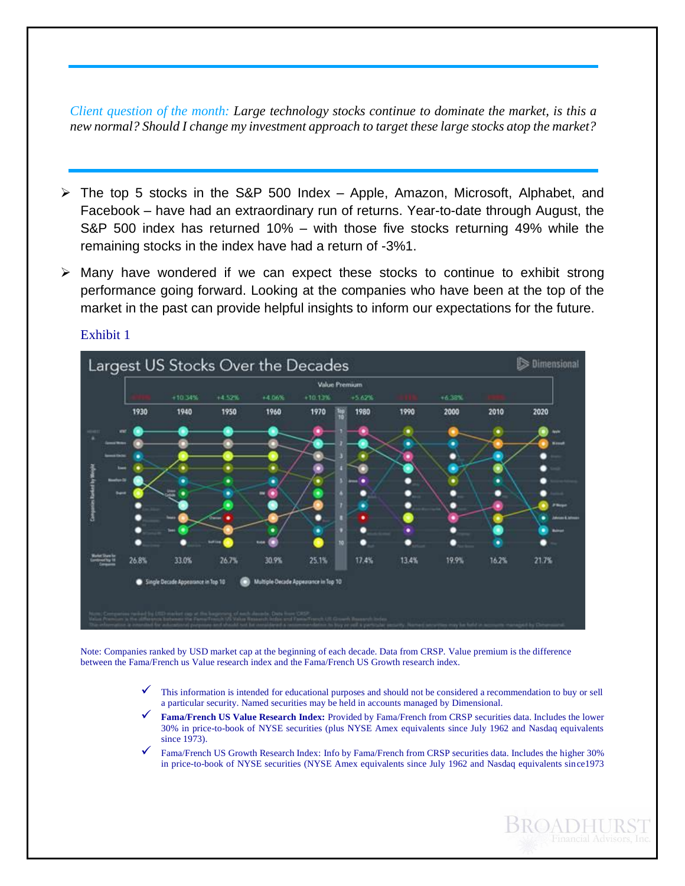*Client question of the month: Large technology stocks continue to dominate the market, is this a new normal? Should I change my investment approach to target these large stocks atop the market?*

- The top 5 stocks in the S&P 500 Index – Apple, Amazon, Microsoft, Alphabet, and Facebook – have had an extraordinary run of returns. Year-to-date through August, the S&P 500 index has returned 10% – with those five stocks returning 49% while the remaining stocks in the index have had a return of -3%1.
- Many have wondered if we can expect these stocks to continue to exhibit strong performance going forward. Looking at the companies who have been at the top of the market in the past can provide helpful insights to inform our expectations for the future.

Exhibit 1

Largest US Stocks Over the Decades

Dimensional

Value Premium

+10.34% +4.52% +4.06% +10.13% +5.62% +6.38%

1930 1940 1950 1960 1970 1980 1990 2000 2010 2020

Companies Ranked by Weight

Market Share for Combined Top 10 Companies

26.8% 33.0% 26.7% 30.9% 25.1% 17.4% 13.4% 19.9% 16.2% 21.7%

Single Decade Appearance in Top 10

Multiple-Decade Appearance in Top 10

Note: Companies ranked by USD market cap at the beginning of each decade. Data from CRSP. Value premium is the difference between the Fama/French us Value research index and the Fama/French US Growth research index.

- ✓ This information is intended for educational purposes and should not be considered a recommendation to buy or sell a particular security. Named securities may be held in accounts managed by Dimensional.
- ✓ **Fama/French US Value Research Index:** Provided by Fama/French from CRSP securities data. Includes the lower 30% in price-to-book of NYSE securities (plus NYSE Amex equivalents since July 1962 and Nasdaq equivalents since 1973).
- ✓ Fama/French US Growth Research Index: Info by Fama/French from CRSP securities data. Includes the higher 30% in price-to-book of NYSE securities (NYSE Amex equivalents since July 1962 and Nasdaq equivalents since1973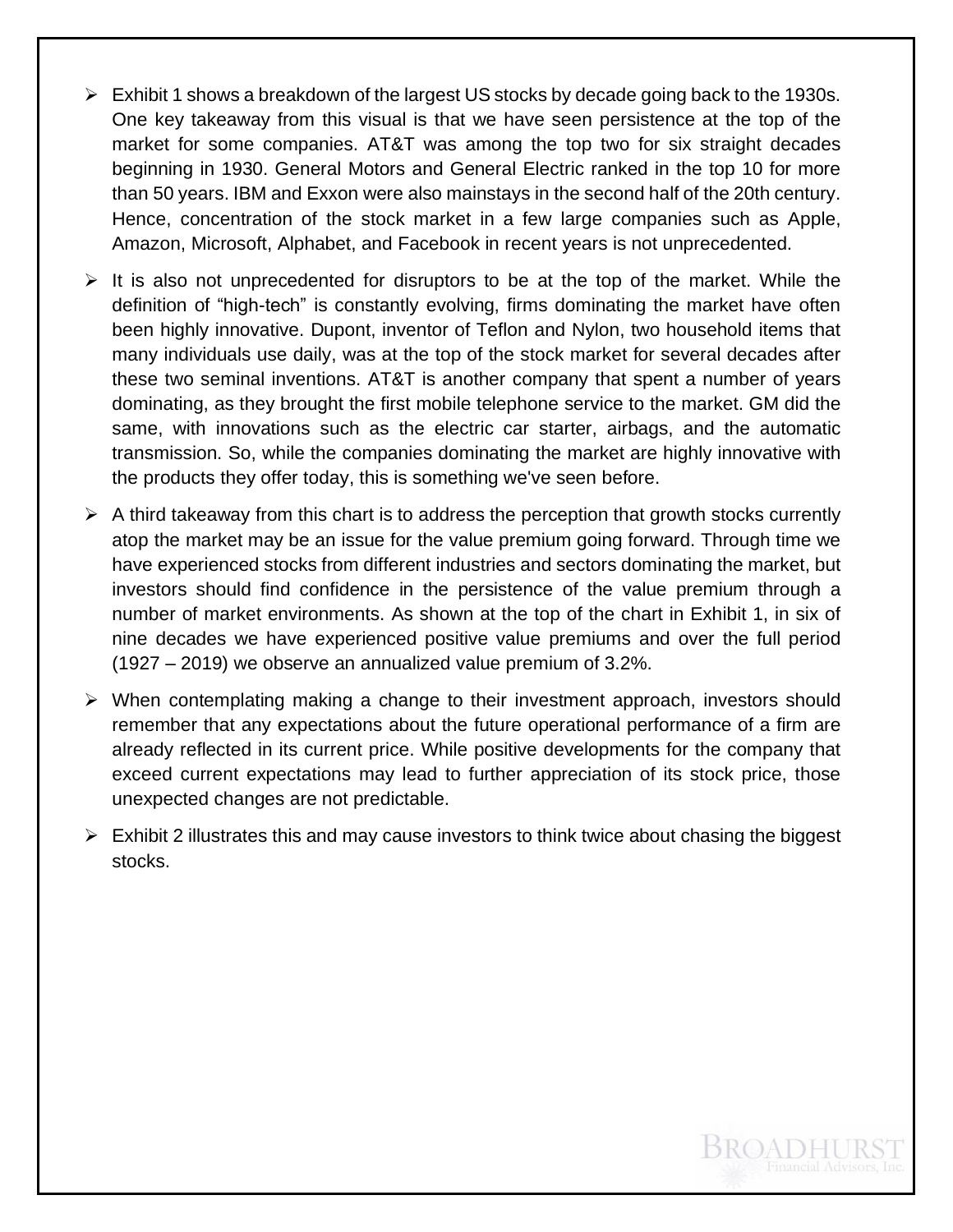- Exhibit 1 shows a breakdown of the largest US stocks by decade going back to the 1930s. One key takeaway from this visual is that we have seen persistence at the top of the market for some companies. AT&T was among the top two for six straight decades beginning in 1930. General Motors and General Electric ranked in the top 10 for more than 50 years. IBM and Exxon were also mainstays in the second half of the 20th century. Hence, concentration of the stock market in a few large companies such as Apple, Amazon, Microsoft, Alphabet, and Facebook in recent years is not unprecedented.

- It is also not unprecedented for disruptors to be at the top of the market. While the definition of "high-tech" is constantly evolving, firms dominating the market have often been highly innovative. Dupont, inventor of Teflon and Nylon, two household items that many individuals use daily, was at the top of the stock market for several decades after these two seminal inventions. AT&T is another company that spent a number of years dominating, as they brought the first mobile telephone service to the market. GM did the same, with innovations such as the electric car starter, airbags, and the automatic transmission. So, while the companies dominating the market are highly innovative with the products they offer today, this is something we've seen before.

- A third takeaway from this chart is to address the perception that growth stocks currently atop the market may be an issue for the value premium going forward. Through time we have experienced stocks from different industries and sectors dominating the market, but investors should find confidence in the persistence of the value premium through a number of market environments. As shown at the top of the chart in Exhibit 1, in six of nine decades we have experienced positive value premiums and over the full period (1927 – 2019) we observe an annualized value premium of 3.2%.

- When contemplating making a change to their investment approach, investors should remember that any expectations about the future operational performance of a firm are already reflected in its current price. While positive developments for the company that exceed current expectations may lead to further appreciation of its stock price, those unexpected changes are not predictable.

- Exhibit 2 illustrates this and may cause investors to think twice about chasing the biggest stocks.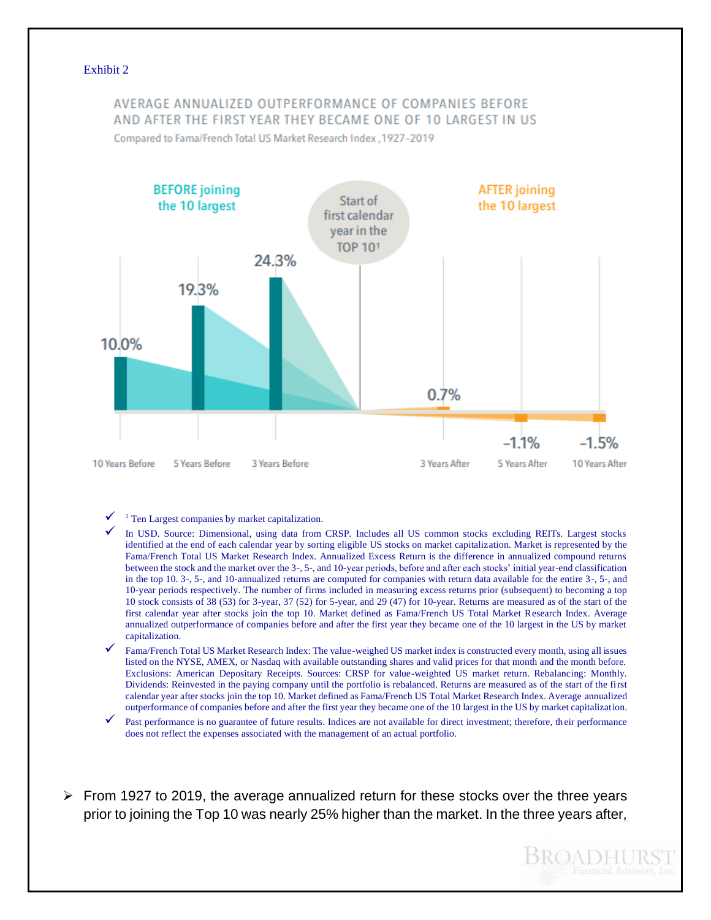Exhibit 2

AVERAGE ANNUALIZED OUTPERFORMANCE OF COMPANIES BEFORE AND AFTER THE FIRST YEAR THEY BECAME ONE OF 10 LARGEST IN US

Compared to Fama/French Total US Market Research Index ,1927–2019

BEFORE joining the 10 largest

Start of first calendar year in the TOP 10[1]

AFTER joining the 10 largest

10.0%

19.3%

24.3%

0.7%

-1.1%

-1.5%

10 Years Before

5 Years Before

3 Years Before

3 Years After

5 Years After

10 Years After

- ✓ [1] Ten Largest companies by market capitalization.
- ✓ In USD. Source: Dimensional, using data from CRSP. Includes all US common stocks excluding REITs. Largest stocks identified at the end of each calendar year by sorting eligible US stocks on market capitalization. Market is represented by the Fama/French Total US Market Research Index. Annualized Excess Return is the difference in annualized compound returns between the stock and the market over the 3-, 5-, and 10-year periods, before and after each stocks' initial year-end classification in the top 10. 3-, 5-, and 10-annualized returns are computed for companies with return data available for the entire 3-, 5-, and 10-year periods respectively. The number of firms included in measuring excess returns prior (subsequent) to becoming a top 10 stock consists of 38 (53) for 3-year, 37 (52) for 5-year, and 29 (47) for 10-year. Returns are measured as of the start of the first calendar year after stocks join the top 10. Market defined as Fama/French US Total Market Research Index. Average annualized outperformance of companies before and after the first year they became one of the 10 largest in the US by market capitalization.
- ✓ Fama/French Total US Market Research Index: The value-weighed US market index is constructed every month, using all issues listed on the NYSE, AMEX, or Nasdaq with available outstanding shares and valid prices for that month and the month before. Exclusions: American Depositary Receipts. Sources: CRSP for value-weighted US market return. Rebalancing: Monthly. Dividends: Reinvested in the paying company until the portfolio is rebalanced. Returns are measured as of the start of the first calendar year after stocks join the top 10. Market defined as Fama/French US Total Market Research Index. Average annualized outperformance of companies before and after the first year they became one of the 10 largest in the US by market capitalization.
- ✓ Past performance is no guarantee of future results. Indices are not available for direct investment; therefore, their performance does not reflect the expenses associated with the management of an actual portfolio.

- From 1927 to 2019, the average annualized return for these stocks over the three years prior to joining the Top 10 was nearly 25% higher than the market. In the three years after,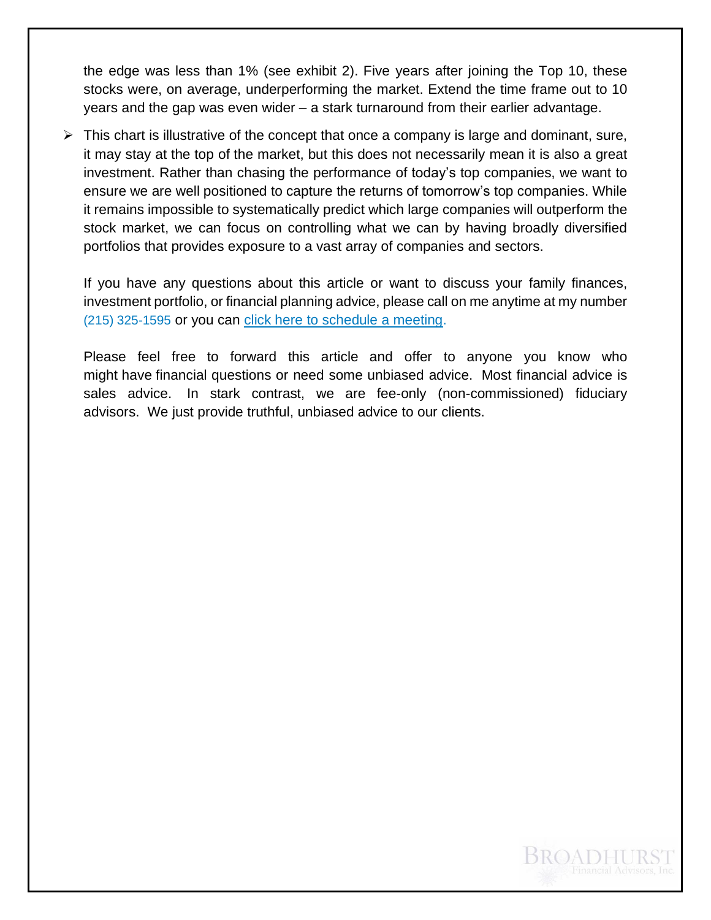the edge was less than 1% (see exhibit 2). Five years after joining the Top 10, these stocks were, on average, underperforming the market. Extend the time frame out to 10 years and the gap was even wider – a stark turnaround from their earlier advantage.

- This chart is illustrative of the concept that once a company is large and dominant, sure, it may stay at the top of the market, but this does not necessarily mean it is also a great investment. Rather than chasing the performance of today's top companies, we want to ensure we are well positioned to capture the returns of tomorrow's top companies. While it remains impossible to systematically predict which large companies will outperform the stock market, we can focus on controlling what we can by having broadly diversified portfolios that provides exposure to a vast array of companies and sectors.

If you have any questions about this article or want to discuss your family finances, investment portfolio, or financial planning advice, please call on me anytime at my number (215) 325-1595 or you can click here to schedule a meeting.

Please feel free to forward this article and offer to anyone you know who might have financial questions or need some unbiased advice. Most financial advice is sales advice. In stark contrast, we are fee-only (non-commissioned) fiduciary advisors. We just provide truthful, unbiased advice to our clients.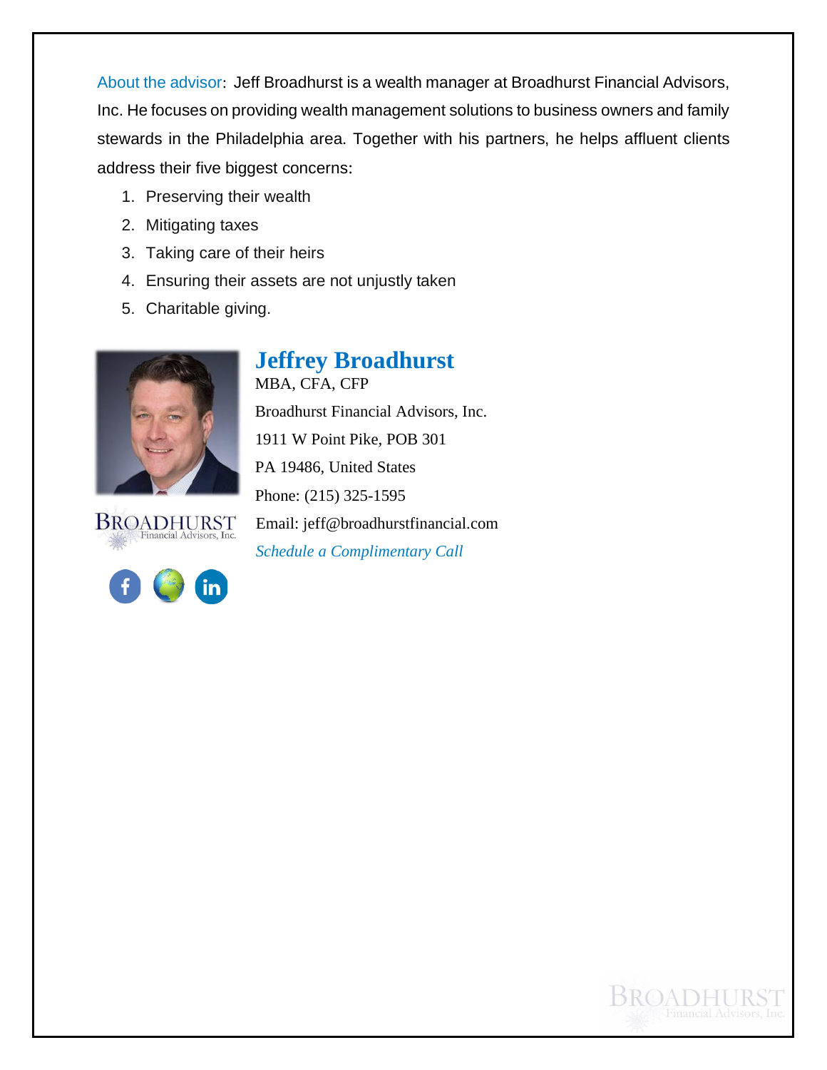About the advisor: Jeff Broadhurst is a wealth manager at Broadhurst Financial Advisors, Inc. He focuses on providing wealth management solutions to business owners and family stewards in the Philadelphia area. Together with his partners, he helps affluent clients address their five biggest concerns:

1. Preserving their wealth
2. Mitigating taxes
3. Taking care of their heirs
4. Ensuring their assets are not unjustly taken
5. Charitable giving.

## Jeffrey Broadhurst

MBA, CFA, CFP

Broadhurst Financial Advisors, Inc.

1911 W Point Pike, POB 301

PA 19486, United States

Phone: (215) 325-1595

Email: jeff@broadhurstfinancial.com

*Schedule a Complimentary Call*

BROADHURST Financial Advisors, Inc.